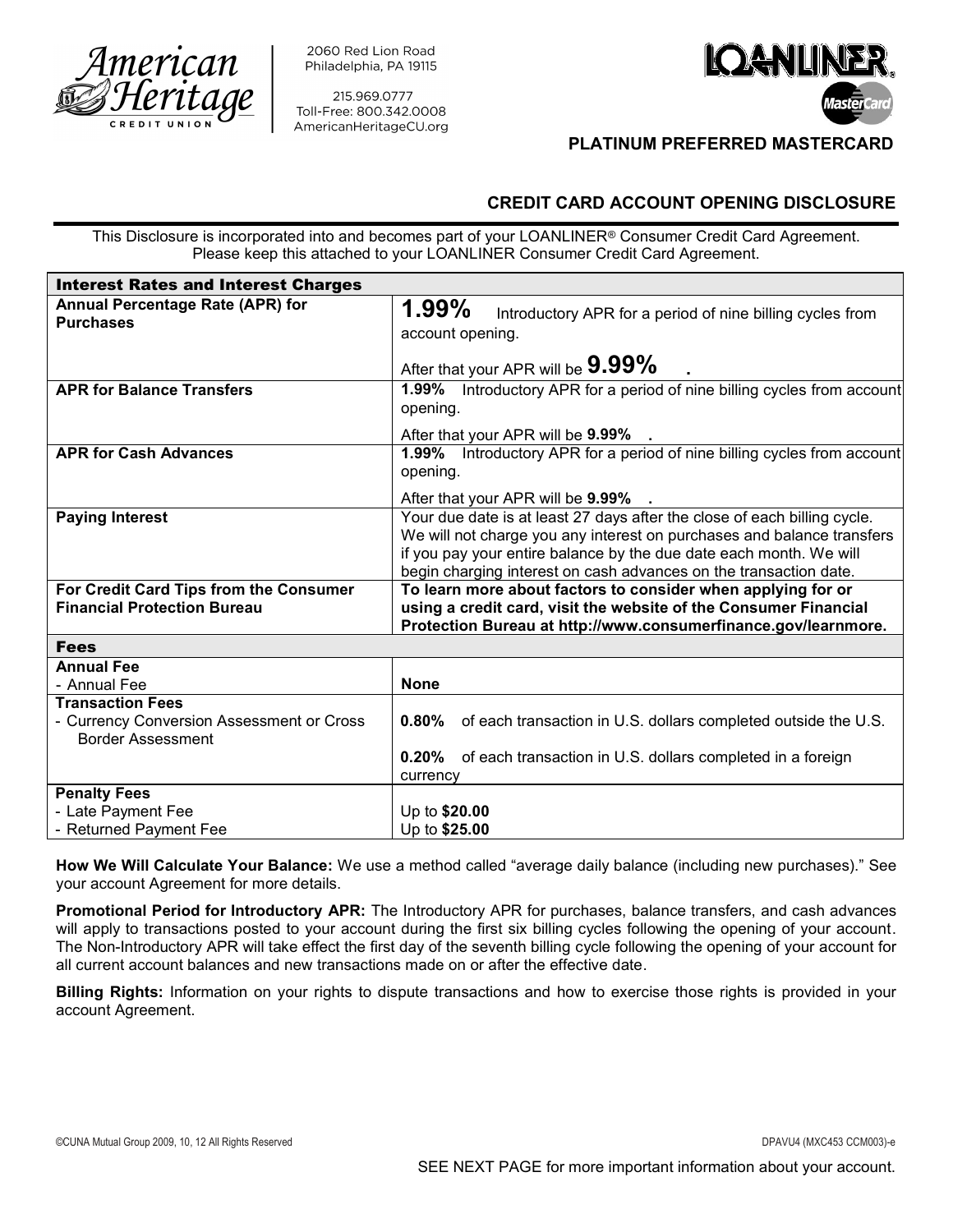American Heritage Credit Union

2060 Red Lion Road
Philadelphia, PA 19115

215.969.0777
Toll-Free: 800.342.0008
AmericanHeritageCU.org

LOANLINER® MasterCard

## PLATINUM PREFERRED MASTERCARD

## CREDIT CARD ACCOUNT OPENING DISCLOSURE

This Disclosure is incorporated into and becomes part of your LOANLINER® Consumer Credit Card Agreement. Please keep this attached to your LOANLINER Consumer Credit Card Agreement.

| **Interest Rates and Interest Charges** | |
|---|---|
| **Annual Percentage Rate (APR) for Purchases** | **1.99%** Introductory APR for a period of nine billing cycles from account opening.<br><br>After that your APR will be **9.99%** . |
| **APR for Balance Transfers** | **1.99%** Introductory APR for a period of nine billing cycles from account opening.<br><br>After that your APR will be **9.99%** . |
| **APR for Cash Advances** | **1.99%** Introductory APR for a period of nine billing cycles from account opening.<br><br>After that your APR will be **9.99%** . |
| **Paying Interest** | Your due date is at least 27 days after the close of each billing cycle. We will not charge you any interest on purchases and balance transfers if you pay your entire balance by the due date each month. We will begin charging interest on cash advances on the transaction date. |
| **For Credit Card Tips from the Consumer Financial Protection Bureau** | **To learn more about factors to consider when applying for or using a credit card, visit the website of the Consumer Financial Protection Bureau at http://www.consumerfinance.gov/learnmore.** |
| **Fees** | |
| **Annual Fee**<br>- Annual Fee | <br>**None** |
| **Transaction Fees**<br>- Currency Conversion Assessment or Cross Border Assessment | **0.80%** of each transaction in U.S. dollars completed outside the U.S.<br><br>**0.20%** of each transaction in U.S. dollars completed in a foreign currency |
| **Penalty Fees**<br>- Late Payment Fee<br>- Returned Payment Fee | <br>Up to **$20.00**<br>Up to **$25.00** |

**How We Will Calculate Your Balance:** We use a method called "average daily balance (including new purchases)." See your account Agreement for more details.

**Promotional Period for Introductory APR:** The Introductory APR for purchases, balance transfers, and cash advances will apply to transactions posted to your account during the first six billing cycles following the opening of your account. The Non-Introductory APR will take effect the first day of the seventh billing cycle following the opening of your account for all current account balances and new transactions made on or after the effective date.

**Billing Rights:** Information on your rights to dispute transactions and how to exercise those rights is provided in your account Agreement.

©CUNA Mutual Group 2009, 10, 12 All Rights Reserved

DPAVU4 (MXC453 CCM003)-e

SEE NEXT PAGE for more important information about your account.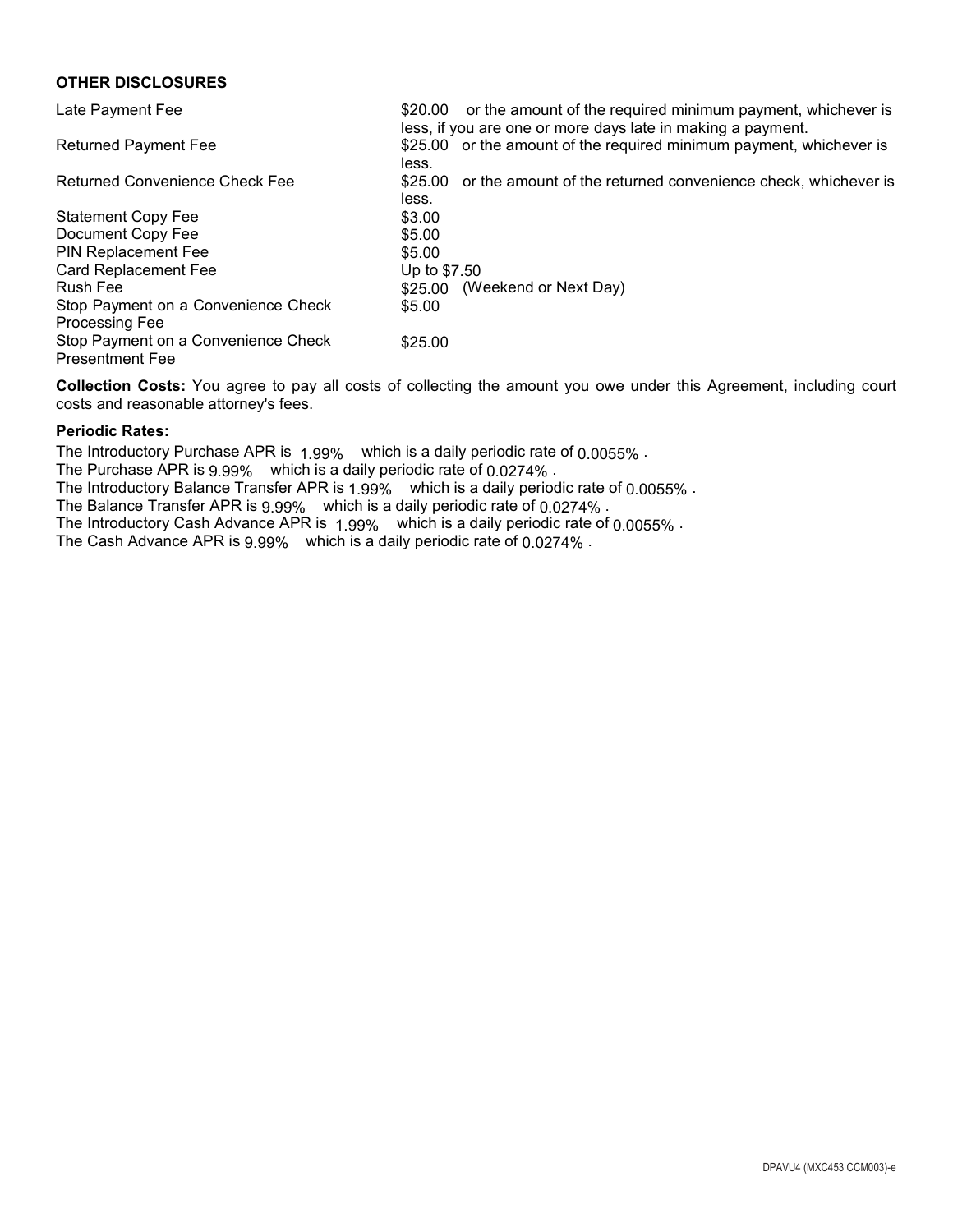### OTHER DISCLOSURES

| | |
|---|---|
| Late Payment Fee | \$20.00 or the amount of the required minimum payment, whichever is less, if you are one or more days late in making a payment. |
| Returned Payment Fee | \$25.00 or the amount of the required minimum payment, whichever is less. |
| Returned Convenience Check Fee | \$25.00 or the amount of the returned convenience check, whichever is less. |
| Statement Copy Fee | \$3.00 |
| Document Copy Fee | \$5.00 |
| PIN Replacement Fee | \$5.00 |
| Card Replacement Fee | Up to \$7.50 |
| Rush Fee | \$25.00 (Weekend or Next Day) |
| Stop Payment on a Convenience Check Processing Fee | \$5.00 |
| Stop Payment on a Convenience Check Presentment Fee | \$25.00 |

**Collection Costs:** You agree to pay all costs of collecting the amount you owe under this Agreement, including court costs and reasonable attorney's fees.

**Periodic Rates:**

The Introductory Purchase APR is 1.99% which is a daily periodic rate of 0.0055% .
The Purchase APR is 9.99% which is a daily periodic rate of 0.0274% .
The Introductory Balance Transfer APR is 1.99% which is a daily periodic rate of 0.0055% .
The Balance Transfer APR is 9.99% which is a daily periodic rate of 0.0274% .
The Introductory Cash Advance APR is 1.99% which is a daily periodic rate of 0.0055% .
The Cash Advance APR is 9.99% which is a daily periodic rate of 0.0274% .

DPAVU4 (MXC453 CCM003)-e